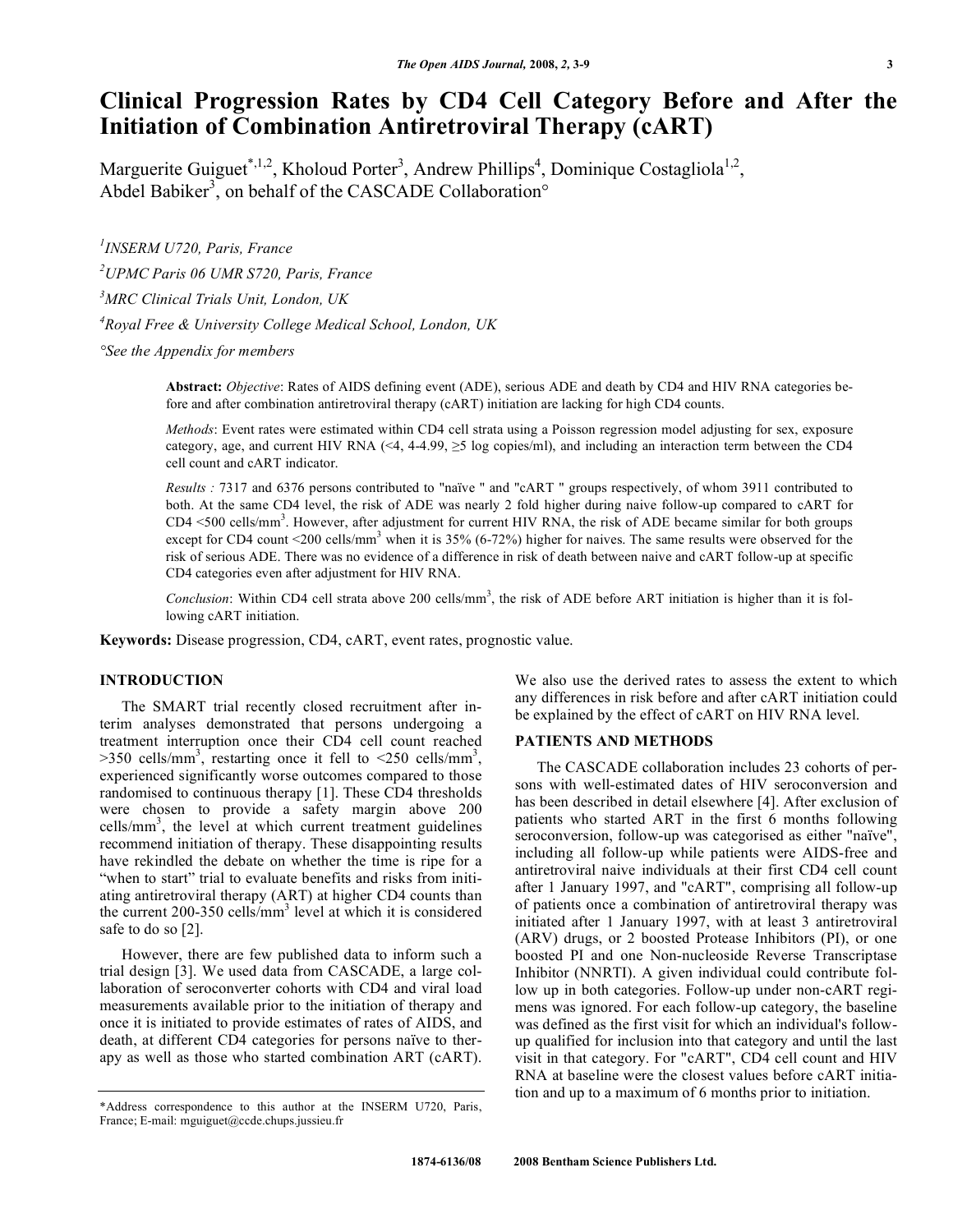# Clinical Progression Rates by CD4 Cell Category Before and After the Initiation of Combination Antiretroviral Therapy (cART)

Marguerite Guiguet[*,1,2], Kholoud Porter[3], Andrew Phillips[4], Dominique Costagliola[1,2], Abdel Babiker[3], on behalf of the CASCADE Collaboration[°]

[1]*INSERM U720, Paris, France*

[2]*UPMC Paris 06 UMR S720, Paris, France*

[3]*MRC Clinical Trials Unit, London, UK*

[4]*Royal Free & University College Medical School, London, UK*

[°]*See the Appendix for members*

**Abstract:** *Objective*: Rates of AIDS defining event (ADE), serious ADE and death by CD4 and HIV RNA categories before and after combination antiretroviral therapy (cART) initiation are lacking for high CD4 counts.

*Methods*: Event rates were estimated within CD4 cell strata using a Poisson regression model adjusting for sex, exposure category, age, and current HIV RNA (<4, 4-4.99, ≥5 log copies/ml), and including an interaction term between the CD4 cell count and cART indicator.

*Results :* 7317 and 6376 persons contributed to "naïve " and "cART " groups respectively, of whom 3911 contributed to both. At the same CD4 level, the risk of ADE was nearly 2 fold higher during naive follow-up compared to cART for CD4 <500 cells/mm$^3$. However, after adjustment for current HIV RNA, the risk of ADE became similar for both groups except for CD4 count <200 cells/mm$^3$ when it is 35% (6-72%) higher for naives. The same results were observed for the risk of serious ADE. There was no evidence of a difference in risk of death between naive and cART follow-up at specific CD4 categories even after adjustment for HIV RNA.

*Conclusion*: Within CD4 cell strata above 200 cells/mm$^3$, the risk of ADE before ART initiation is higher than it is following cART initiation.

**Keywords:** Disease progression, CD4, cART, event rates, prognostic value.

## INTRODUCTION

The SMART trial recently closed recruitment after interim analyses demonstrated that persons undergoing a treatment interruption once their CD4 cell count reached >350 cells/mm$^3$, restarting once it fell to <250 cells/mm$^3$, experienced significantly worse outcomes compared to those randomised to continuous therapy [1]. These CD4 thresholds were chosen to provide a safety margin above 200 cells/mm$^3$, the level at which current treatment guidelines recommend initiation of therapy. These disappointing results have rekindled the debate on whether the time is ripe for a "when to start" trial to evaluate benefits and risks from initiating antiretroviral therapy (ART) at higher CD4 counts than the current 200-350 cells/mm$^3$ level at which it is considered safe to do so [2].

However, there are few published data to inform such a trial design [3]. We used data from CASCADE, a large collaboration of seroconverter cohorts with CD4 and viral load measurements available prior to the initiation of therapy and once it is initiated to provide estimates of rates of AIDS, and death, at different CD4 categories for persons naïve to therapy as well as those who started combination ART (cART). We also use the derived rates to assess the extent to which any differences in risk before and after cART initiation could be explained by the effect of cART on HIV RNA level.

## PATIENTS AND METHODS

The CASCADE collaboration includes 23 cohorts of persons with well-estimated dates of HIV seroconversion and has been described in detail elsewhere [4]. After exclusion of patients who started ART in the first 6 months following seroconversion, follow-up was categorised as either "naïve", including all follow-up while patients were AIDS-free and antiretroviral naive individuals at their first CD4 cell count after 1 January 1997, and "cART", comprising all follow-up of patients once a combination of antiretroviral therapy was initiated after 1 January 1997, with at least 3 antiretroviral (ARV) drugs, or 2 boosted Protease Inhibitors (PI), or one boosted PI and one Non-nucleoside Reverse Transcriptase Inhibitor (NNRTI). A given individual could contribute follow up in both categories. Follow-up under non-cART regimens was ignored. For each follow-up category, the baseline was defined as the first visit for which an individual's follow-up qualified for inclusion into that category and until the last visit in that category. For "cART", CD4 cell count and HIV RNA at baseline were the closest values before cART initiation and up to a maximum of 6 months prior to initiation.

*Address correspondence to this author at the INSERM U720, Paris, France; E-mail: mguiguet@ccde.chups.jussieu.fr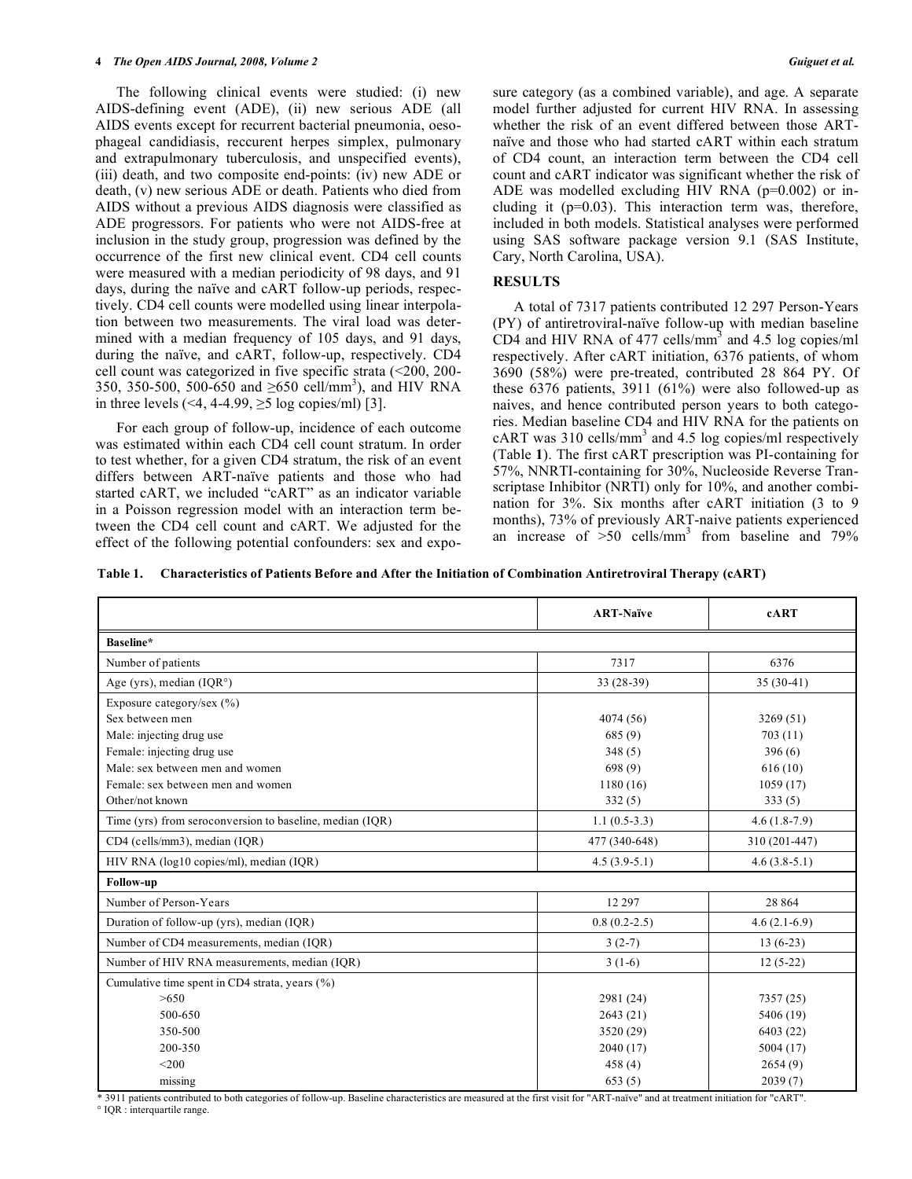The following clinical events were studied: (i) new AIDS-defining event (ADE), (ii) new serious ADE (all AIDS events except for recurrent bacterial pneumonia, oesophageal candidiasis, reccurent herpes simplex, pulmonary and extrapulmonary tuberculosis, and unspecified events), (iii) death, and two composite end-points: (iv) new ADE or death, (v) new serious ADE or death. Patients who died from AIDS without a previous AIDS diagnosis were classified as ADE progressors. For patients who were not AIDS-free at inclusion in the study group, progression was defined by the occurrence of the first new clinical event. CD4 cell counts were measured with a median periodicity of 98 days, and 91 days, during the naïve and cART follow-up periods, respectively. CD4 cell counts were modelled using linear interpolation between two measurements. The viral load was determined with a median frequency of 105 days, and 91 days, during the naïve, and cART, follow-up, respectively. CD4 cell count was categorized in five specific strata (<200, 200-350, 350-500, 500-650 and ≥650 cell/mm$^3$), and HIV RNA in three levels (<4, 4-4.99, ≥5 log copies/ml) [3].

For each group of follow-up, incidence of each outcome was estimated within each CD4 cell count stratum. In order to test whether, for a given CD4 stratum, the risk of an event differs between ART-naïve patients and those who had started cART, we included "cART" as an indicator variable in a Poisson regression model with an interaction term between the CD4 cell count and cART. We adjusted for the effect of the following potential confounders: sex and exposure category (as a combined variable), and age. A separate model further adjusted for current HIV RNA. In assessing whether the risk of an event differed between those ART-naïve and those who had started cART within each stratum of CD4 count, an interaction term between the CD4 cell count and cART indicator was significant whether the risk of ADE was modelled excluding HIV RNA (p=0.002) or including it (p=0.03). This interaction term was, therefore, included in both models. Statistical analyses were performed using SAS software package version 9.1 (SAS Institute, Cary, North Carolina, USA).

## RESULTS

A total of 7317 patients contributed 12 297 Person-Years (PY) of antiretroviral-naïve follow-up with median baseline CD4 and HIV RNA of 477 cells/mm$^3$ and 4.5 log copies/ml respectively. After cART initiation, 6376 patients, of whom 3690 (58%) were pre-treated, contributed 28 864 PY. Of these 6376 patients, 3911 (61%) were also followed-up as naives, and hence contributed person years to both categories. Median baseline CD4 and HIV RNA for the patients on cART was 310 cells/mm$^3$ and 4.5 log copies/ml respectively (Table **1**). The first cART prescription was PI-containing for 57%, NNRTI-containing for 30%, Nucleoside Reverse Transcriptase Inhibitor (NRTI) only for 10%, and another combination for 3%. Six months after cART initiation (3 to 9 months), 73% of previously ART-naive patients experienced an increase of >50 cells/mm$^3$ from baseline and 79%

**Table 1. Characteristics of Patients Before and After the Initiation of Combination Antiretroviral Therapy (cART)**

| | ART-Naïve | cART |
|---|---|---|
| **Baseline*** | | |
| Number of patients | 7317 | 6376 |
| Age (yrs), median (IQR°) | 33 (28-39) | 35 (30-41) |
| Exposure category/sex (%) | | |
| Sex between men | 4074 (56) | 3269 (51) |
| Male: injecting drug use | 685 (9) | 703 (11) |
| Female: injecting drug use | 348 (5) | 396 (6) |
| Male: sex between men and women | 698 (9) | 616 (10) |
| Female: sex between men and women | 1180 (16) | 1059 (17) |
| Other/not known | 332 (5) | 333 (5) |
| Time (yrs) from seroconversion to baseline, median (IQR) | 1.1 (0.5-3.3) | 4.6 (1.8-7.9) |
| CD4 (cells/mm3), median (IQR) | 477 (340-648) | 310 (201-447) |
| HIV RNA (log10 copies/ml), median (IQR) | 4.5 (3.9-5.1) | 4.6 (3.8-5.1) |
| **Follow-up** | | |
| Number of Person-Years | 12 297 | 28 864 |
| Duration of follow-up (yrs), median (IQR) | 0.8 (0.2-2.5) | 4.6 (2.1-6.9) |
| Number of CD4 measurements, median (IQR) | 3 (2-7) | 13 (6-23) |
| Number of HIV RNA measurements, median (IQR) | 3 (1-6) | 12 (5-22) |
| Cumulative time spent in CD4 strata, years (%) | | |
| >650 | 2981 (24) | 7357 (25) |
| 500-650 | 2643 (21) | 5406 (19) |
| 350-500 | 3520 (29) | 6403 (22) |
| 200-350 | 2040 (17) | 5004 (17) |
| <200 | 458 (4) | 2654 (9) |
| missing | 653 (5) | 2039 (7) |

\* 3911 patients contributed to both categories of follow-up. Baseline characteristics are measured at the first visit for "ART-naïve" and at treatment initiation for "cART".
° IQR : interquartile range.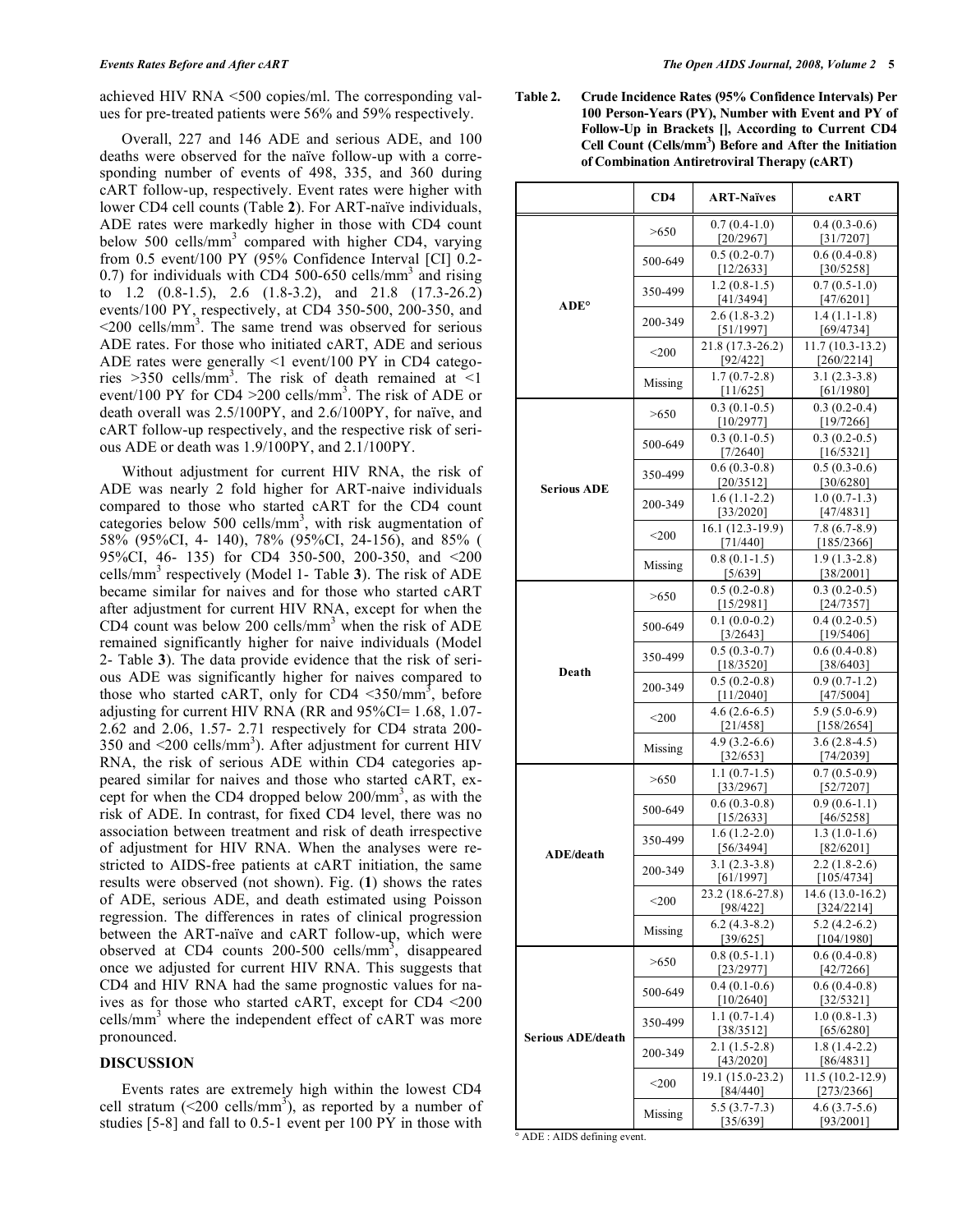achieved HIV RNA <500 copies/ml. The corresponding values for pre-treated patients were 56% and 59% respectively.

Overall, 227 and 146 ADE and serious ADE, and 100 deaths were observed for the naïve follow-up with a corresponding number of events of 498, 335, and 360 during cART follow-up, respectively. Event rates were higher with lower CD4 cell counts (Table **2**). For ART-naïve individuals, ADE rates were markedly higher in those with CD4 count below 500 cells/mm$^3$ compared with higher CD4, varying from 0.5 event/100 PY (95% Confidence Interval [CI] 0.2-0.7) for individuals with CD4 500-650 cells/mm$^3$ and rising to 1.2 (0.8-1.5), 2.6 (1.8-3.2), and 21.8 (17.3-26.2) events/100 PY, respectively, at CD4 350-500, 200-350, and <200 cells/mm$^3$. The same trend was observed for serious ADE rates. For those who initiated cART, ADE and serious ADE rates were generally <1 event/100 PY in CD4 categories >350 cells/mm$^3$. The risk of death remained at <1 event/100 PY for CD4 >200 cells/mm$^3$. The risk of ADE or death overall was 2.5/100PY, and 2.6/100PY, for naïve, and cART follow-up respectively, and the respective risk of serious ADE or death was 1.9/100PY, and 2.1/100PY.

Without adjustment for current HIV RNA, the risk of ADE was nearly 2 fold higher for ART-naive individuals compared to those who started cART for the CD4 count categories below 500 cells/mm$^3$, with risk augmentation of 58% (95%CI, 4- 140), 78% (95%CI, 24-156), and 85% ( 95%CI, 46- 135) for CD4 350-500, 200-350, and <200 cells/mm$^3$ respectively (Model 1- Table **3**). The risk of ADE became similar for naives and for those who started cART after adjustment for current HIV RNA, except for when the CD4 count was below 200 cells/mm$^3$ when the risk of ADE remained significantly higher for naive individuals (Model 2- Table **3**). The data provide evidence that the risk of serious ADE was significantly higher for naives compared to those who started cART, only for CD4 <350/mm$^3$, before adjusting for current HIV RNA (RR and 95%CI= 1.68, 1.07-2.62 and 2.06, 1.57- 2.71 respectively for CD4 strata 200-350 and <200 cells/mm$^3$). After adjustment for current HIV RNA, the risk of serious ADE within CD4 categories appeared similar for naives and those who started cART, except for when the CD4 dropped below 200/mm$^3$, as with the risk of ADE. In contrast, for fixed CD4 level, there was no association between treatment and risk of death irrespective of adjustment for HIV RNA. When the analyses were restricted to AIDS-free patients at cART initiation, the same results were observed (not shown). Fig. (**1**) shows the rates of ADE, serious ADE, and death estimated using Poisson regression. The differences in rates of clinical progression between the ART-naïve and cART follow-up, which were observed at CD4 counts 200-500 cells/mm$^3$, disappeared once we adjusted for current HIV RNA. This suggests that CD4 and HIV RNA had the same prognostic values for naives as for those who started cART, except for CD4 <200 cells/mm$^3$ where the independent effect of cART was more pronounced.

## DISCUSSION

Events rates are extremely high within the lowest CD4 cell stratum (<200 cells/mm$^3$), as reported by a number of studies [5-8] and fall to 0.5-1 event per 100 PY in those with

**Table 2. Crude Incidence Rates (95% Confidence Intervals) Per 100 Person-Years (PY), Number with Event and PY of Follow-Up in Brackets [], According to Current CD4 Cell Count (Cells/mm$^3$) Before and After the Initiation of Combination Antiretroviral Therapy (cART)**

| | CD4 | ART-Naïves | cART |
|---|---|---|---|
| ADE° | >650 | 0.7 (0.4-1.0) [20/2967] | 0.4 (0.3-0.6) [31/7207] |
| | 500-649 | 0.5 (0.2-0.7) [12/2633] | 0.6 (0.4-0.8) [30/5258] |
| | 350-499 | 1.2 (0.8-1.5) [41/3494] | 0.7 (0.5-1.0) [47/6201] |
| | 200-349 | 2.6 (1.8-3.2) [51/1997] | 1.4 (1.1-1.8) [69/4734] |
| | <200 | 21.8 (17.3-26.2) [92/422] | 11.7 (10.3-13.2) [260/2214] |
| | Missing | 1.7 (0.7-2.8) [11/625] | 3.1 (2.3-3.8) [61/1980] |
| Serious ADE | >650 | 0.3 (0.1-0.5) [10/2977] | 0.3 (0.2-0.4) [19/7266] |
| | 500-649 | 0.3 (0.1-0.5) [7/2640] | 0.3 (0.2-0.5) [16/5321] |
| | 350-499 | 0.6 (0.3-0.8) [20/3512] | 0.5 (0.3-0.6) [30/6280] |
| | 200-349 | 1.6 (1.1-2.2) [33/2020] | 1.0 (0.7-1.3) [47/4831] |
| | <200 | 16.1 (12.3-19.9) [71/440] | 7.8 (6.7-8.9) [185/2366] |
| | Missing | 0.8 (0.1-1.5) [5/639] | 1.9 (1.3-2.8) [38/2001] |
| Death | >650 | 0.5 (0.2-0.8) [15/2981] | 0.3 (0.2-0.5) [24/7357] |
| | 500-649 | 0.1 (0.0-0.2) [3/2643] | 0.4 (0.2-0.5) [19/5406] |
| | 350-499 | 0.5 (0.3-0.7) [18/3520] | 0.6 (0.4-0.8) [38/6403] |
| | 200-349 | 0.5 (0.2-0.8) [11/2040] | 0.9 (0.7-1.2) [47/5004] |
| | <200 | 4.6 (2.6-6.5) [21/458] | 5.9 (5.0-6.9) [158/2654] |
| | Missing | 4.9 (3.2-6.6) [32/653] | 3.6 (2.8-4.5) [74/2039] |
| ADE/death | >650 | 1.1 (0.7-1.5) [33/2967] | 0.7 (0.5-0.9) [52/7207] |
| | 500-649 | 0.6 (0.3-0.8) [15/2633] | 0.9 (0.6-1.1) [46/5258] |
| | 350-499 | 1.6 (1.2-2.0) [56/3494] | 1.3 (1.0-1.6) [82/6201] |
| | 200-349 | 3.1 (2.3-3.8) [61/1997] | 2.2 (1.8-2.6) [105/4734] |
| | <200 | 23.2 (18.6-27.8) [98/422] | 14.6 (13.0-16.2) [324/2214] |
| | Missing | 6.2 (4.3-8.2) [39/625] | 5.2 (4.2-6.2) [104/1980] |
| Serious ADE/death | >650 | 0.8 (0.5-1.1) [23/2977] | 0.6 (0.4-0.8) [42/7266] |
| | 500-649 | 0.4 (0.1-0.6) [10/2640] | 0.6 (0.4-0.8) [32/5321] |
| | 350-499 | 1.1 (0.7-1.4) [38/3512] | 1.0 (0.8-1.3) [65/6280] |
| | 200-349 | 2.1 (1.5-2.8) [43/2020] | 1.8 (1.4-2.2) [86/4831] |
| | <200 | 19.1 (15.0-23.2) [84/440] | 11.5 (10.2-12.9) [273/2366] |
| | Missing | 5.5 (3.7-7.3) [35/639] | 4.6 (3.7-5.6) [93/2001] |

° ADE : AIDS defining event.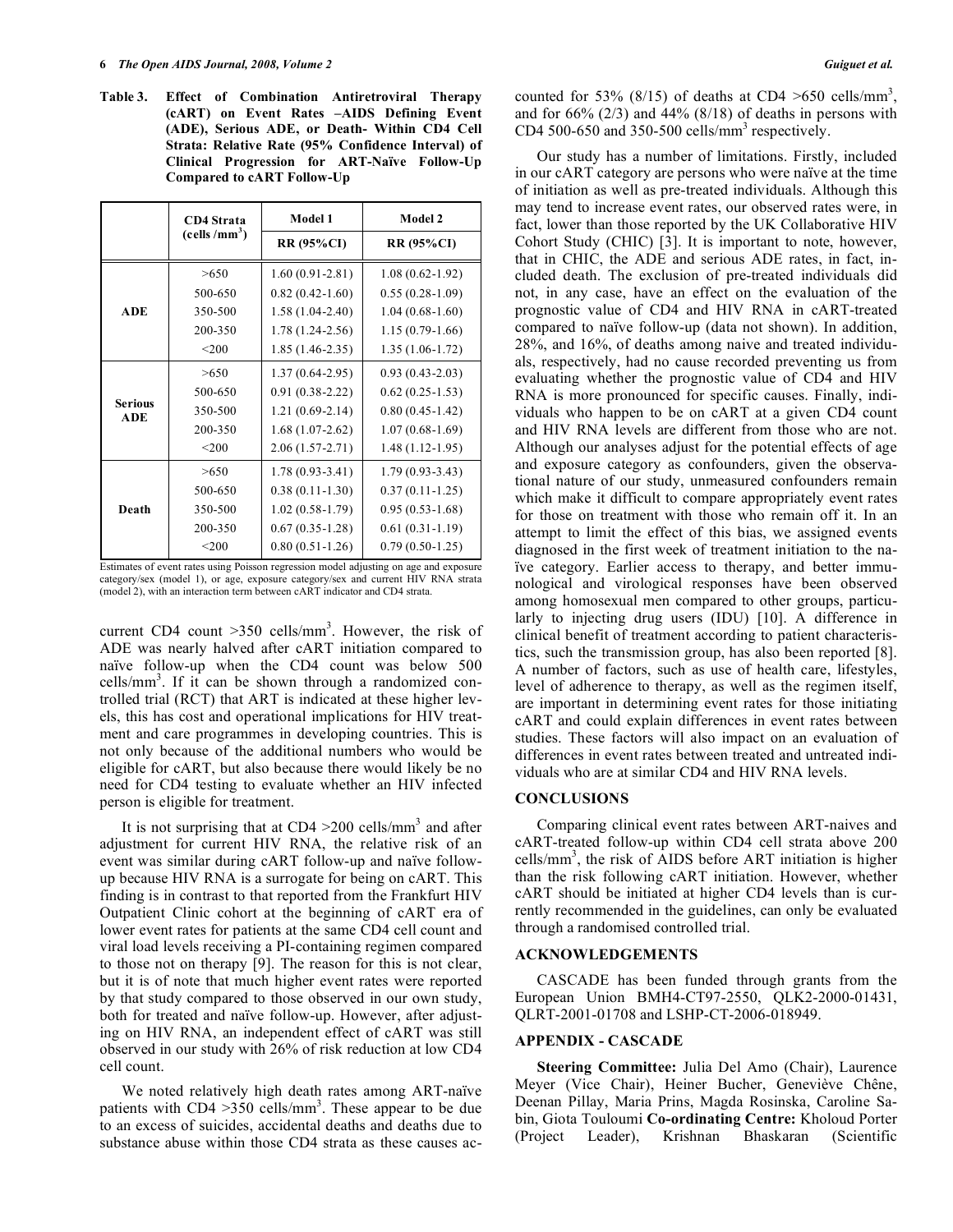**Table 3. Effect of Combination Antiretroviral Therapy (cART) on Event Rates –AIDS Defining Event (ADE), Serious ADE, or Death- Within CD4 Cell Strata: Relative Rate (95% Confidence Interval) of Clinical Progression for ART-Naïve Follow-Up Compared to cART Follow-Up**

| | CD4 Strata (cells /mm$^3$) | Model 1 | Model 2 |
|---|---|---|---|
| | | RR (95%CI) | RR (95%CI) |
| ADE | >650 | 1.60 (0.91-2.81) | 1.08 (0.62-1.92) |
| | 500-650 | 0.82 (0.42-1.60) | 0.55 (0.28-1.09) |
| | 350-500 | 1.58 (1.04-2.40) | 1.04 (0.68-1.60) |
| | 200-350 | 1.78 (1.24-2.56) | 1.15 (0.79-1.66) |
| | <200 | 1.85 (1.46-2.35) | 1.35 (1.06-1.72) |
| Serious ADE | >650 | 1.37 (0.64-2.95) | 0.93 (0.43-2.03) |
| | 500-650 | 0.91 (0.38-2.22) | 0.62 (0.25-1.53) |
| | 350-500 | 1.21 (0.69-2.14) | 0.80 (0.45-1.42) |
| | 200-350 | 1.68 (1.07-2.62) | 1.07 (0.68-1.69) |
| | <200 | 2.06 (1.57-2.71) | 1.48 (1.12-1.95) |
| Death | >650 | 1.78 (0.93-3.41) | 1.79 (0.93-3.43) |
| | 500-650 | 0.38 (0.11-1.30) | 0.37 (0.11-1.25) |
| | 350-500 | 1.02 (0.58-1.79) | 0.95 (0.53-1.68) |
| | 200-350 | 0.67 (0.35-1.28) | 0.61 (0.31-1.19) |
| | <200 | 0.80 (0.51-1.26) | 0.79 (0.50-1.25) |

Estimates of event rates using Poisson regression model adjusting on age and exposure category/sex (model 1), or age, exposure category/sex and current HIV RNA strata (model 2), with an interaction term between cART indicator and CD4 strata.

current CD4 count >350 cells/mm$^3$. However, the risk of ADE was nearly halved after cART initiation compared to naïve follow-up when the CD4 count was below 500 cells/mm$^3$. If it can be shown through a randomized controlled trial (RCT) that ART is indicated at these higher levels, this has cost and operational implications for HIV treatment and care programmes in developing countries. This is not only because of the additional numbers who would be eligible for cART, but also because there would likely be no need for CD4 testing to evaluate whether an HIV infected person is eligible for treatment.

It is not surprising that at CD4 >200 cells/mm$^3$ and after adjustment for current HIV RNA, the relative risk of an event was similar during cART follow-up and naïve follow-up because HIV RNA is a surrogate for being on cART. This finding is in contrast to that reported from the Frankfurt HIV Outpatient Clinic cohort at the beginning of cART era of lower event rates for patients at the same CD4 cell count and viral load levels receiving a PI-containing regimen compared to those not on therapy [9]. The reason for this is not clear, but it is of note that much higher event rates were reported by that study compared to those observed in our own study, both for treated and naïve follow-up. However, after adjusting on HIV RNA, an independent effect of cART was still observed in our study with 26% of risk reduction at low CD4 cell count.

We noted relatively high death rates among ART-naïve patients with CD4 >350 cells/mm$^3$. These appear to be due to an excess of suicides, accidental deaths and deaths due to substance abuse within those CD4 strata as these causes accounted for 53% (8/15) of deaths at CD4 >650 cells/mm$^3$, and for 66% (2/3) and 44% (8/18) of deaths in persons with CD4 500-650 and 350-500 cells/mm$^3$ respectively.

Our study has a number of limitations. Firstly, included in our cART category are persons who were naïve at the time of initiation as well as pre-treated individuals. Although this may tend to increase event rates, our observed rates were, in fact, lower than those reported by the UK Collaborative HIV Cohort Study (CHIC) [3]. It is important to note, however, that in CHIC, the ADE and serious ADE rates, in fact, included death. The exclusion of pre-treated individuals did not, in any case, have an effect on the evaluation of the prognostic value of CD4 and HIV RNA in cART-treated compared to naïve follow-up (data not shown). In addition, 28%, and 16%, of deaths among naive and treated individuals, respectively, had no cause recorded preventing us from evaluating whether the prognostic value of CD4 and HIV RNA is more pronounced for specific causes. Finally, individuals who happen to be on cART at a given CD4 count and HIV RNA levels are different from those who are not. Although our analyses adjust for the potential effects of age and exposure category as confounders, given the observational nature of our study, unmeasured confounders remain which make it difficult to compare appropriately event rates for those on treatment with those who remain off it. In an attempt to limit the effect of this bias, we assigned events diagnosed in the first week of treatment initiation to the naïve category. Earlier access to therapy, and better immunological and virological responses have been observed among homosexual men compared to other groups, particularly to injecting drug users (IDU) [10]. A difference in clinical benefit of treatment according to patient characteristics, such the transmission group, has also been reported [8]. A number of factors, such as use of health care, lifestyles, level of adherence to therapy, as well as the regimen itself, are important in determining event rates for those initiating cART and could explain differences in event rates between studies. These factors will also impact on an evaluation of differences in event rates between treated and untreated individuals who are at similar CD4 and HIV RNA levels.

## CONCLUSIONS

Comparing clinical event rates between ART-naives and cART-treated follow-up within CD4 cell strata above 200 cells/mm$^3$, the risk of AIDS before ART initiation is higher than the risk following cART initiation. However, whether cART should be initiated at higher CD4 levels than is currently recommended in the guidelines, can only be evaluated through a randomised controlled trial.

## ACKNOWLEDGEMENTS

CASCADE has been funded through grants from the European Union BMH4-CT97-2550, QLK2-2000-01431, QLRT-2001-01708 and LSHP-CT-2006-018949.

## APPENDIX - CASCADE

**Steering Committee:** Julia Del Amo (Chair), Laurence Meyer (Vice Chair), Heiner Bucher, Geneviève Chêne, Deenan Pillay, Maria Prins, Magda Rosinska, Caroline Sabin, Giota Touloumi **Co-ordinating Centre:** Kholoud Porter (Project Leader), Krishnan Bhaskaran (Scientific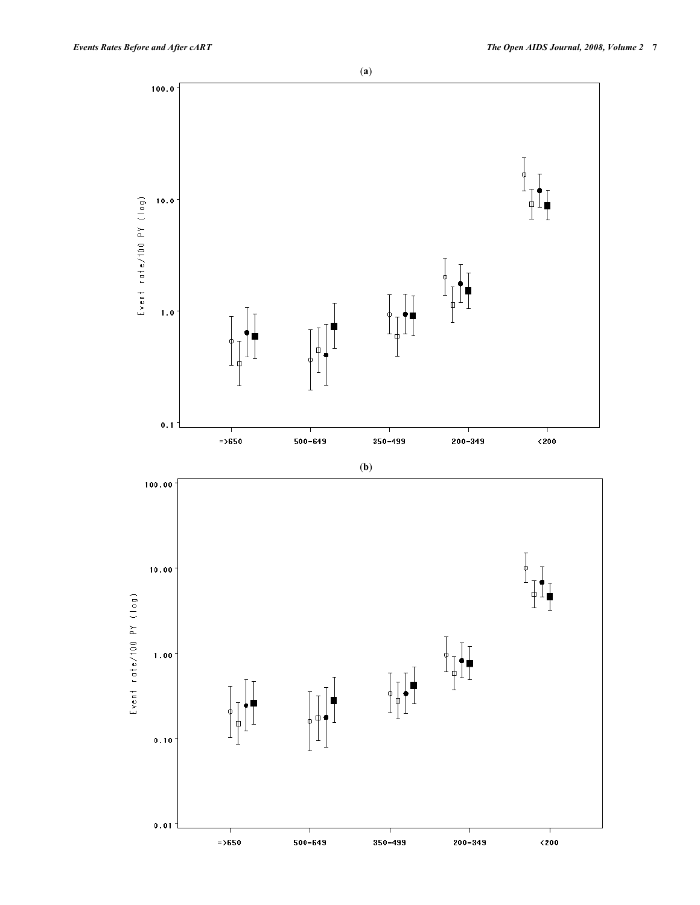**(a)**

**(b)**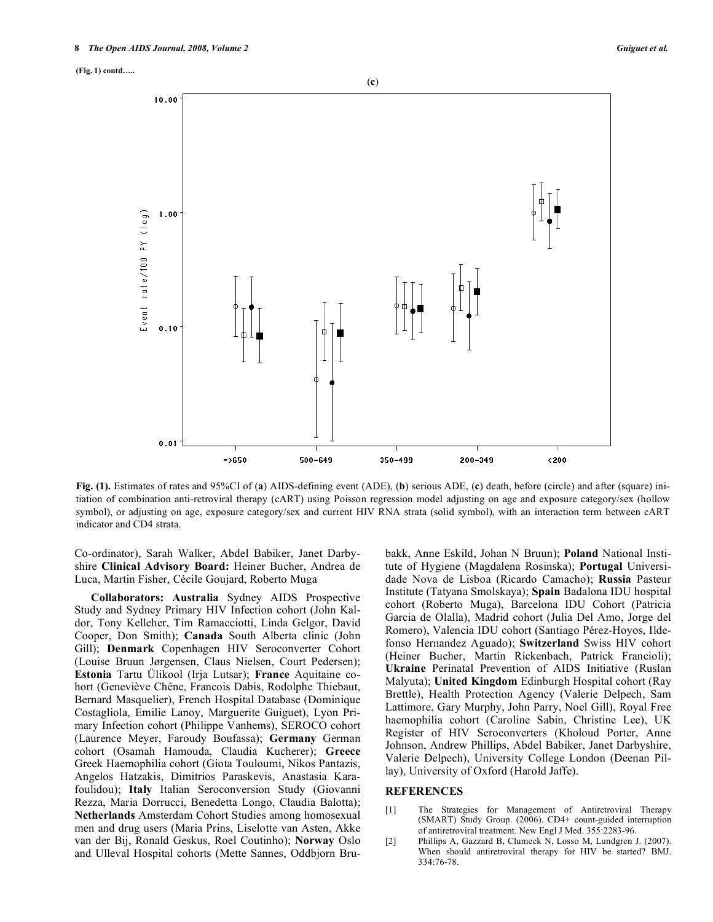**(Fig. 1) contd…..**

(**c**)

10.00

1.00

0.10

0.01

Event rate/100 PY (log)

=>650

500-649

350-499

200-349

<200

**Fig. (1).** Estimates of rates and 95%CI of (**a**) AIDS-defining event (ADE), (**b**) serious ADE, (**c**) death, before (circle) and after (square) initiation of combination anti-retroviral therapy (cART) using Poisson regression model adjusting on age and exposure category/sex (hollow symbol), or adjusting on age, exposure category/sex and current HIV RNA strata (solid symbol), with an interaction term between cART indicator and CD4 strata.

Co-ordinator), Sarah Walker, Abdel Babiker, Janet Darbyshire **Clinical Advisory Board:** Heiner Bucher, Andrea de Luca, Martin Fisher, Cécile Goujard, Roberto Muga

**Collaborators: Australia** Sydney AIDS Prospective Study and Sydney Primary HIV Infection cohort (John Kaldor, Tony Kelleher, Tim Ramacciotti, Linda Gelgor, David Cooper, Don Smith); **Canada** South Alberta clinic (John Gill); **Denmark** Copenhagen HIV Seroconverter Cohort (Louise Bruun Jørgensen, Claus Nielsen, Court Pedersen); **Estonia** Tartu Ülikool (Irja Lutsar); **France** Aquitaine cohort (Geneviève Chêne, Francois Dabis, Rodolphe Thiebaut, Bernard Masquelier), French Hospital Database (Dominique Costagliola, Emilie Lanoy, Marguerite Guiguet), Lyon Primary Infection cohort (Philippe Vanhems), SEROCO cohort (Laurence Meyer, Faroudy Boufassa); **Germany** German cohort (Osamah Hamouda, Claudia Kucherer); **Greece** Greek Haemophilia cohort (Giota Touloumi, Nikos Pantazis, Angelos Hatzakis, Dimitrios Paraskevis, Anastasia Karafoulidou); **Italy** Italian Seroconversion Study (Giovanni Rezza, Maria Dorrucci, Benedetta Longo, Claudia Balotta); **Netherlands** Amsterdam Cohort Studies among homosexual men and drug users (Maria Prins, Liselotte van Asten, Akke van der Bij, Ronald Geskus, Roel Coutinho); **Norway** Oslo and Ulleval Hospital cohorts (Mette Sannes, Oddbjorn Brubakk, Anne Eskild, Johan N Bruun); **Poland** National Institute of Hygiene (Magdalena Rosinska); **Portugal** Universidade Nova de Lisboa (Ricardo Camacho); **Russia** Pasteur Institute (Tatyana Smolskaya); **Spain** Badalona IDU hospital cohort (Roberto Muga), Barcelona IDU Cohort (Patricia Garcia de Olalla), Madrid cohort (Julia Del Amo, Jorge del Romero), Valencia IDU cohort (Santiago Pérez-Hoyos, Ildefonso Hernandez Aguado); **Switzerland** Swiss HIV cohort (Heiner Bucher, Martin Rickenbach, Patrick Francioli); **Ukraine** Perinatal Prevention of AIDS Initiative (Ruslan Malyuta); **United Kingdom** Edinburgh Hospital cohort (Ray Brettle), Health Protection Agency (Valerie Delpech, Sam Lattimore, Gary Murphy, John Parry, Noel Gill), Royal Free haemophilia cohort (Caroline Sabin, Christine Lee), UK Register of HIV Seroconverters (Kholoud Porter, Anne Johnson, Andrew Phillips, Abdel Babiker, Janet Darbyshire, Valerie Delpech), University College London (Deenan Pillay), University of Oxford (Harold Jaffe).

## REFERENCES

[1] The Strategies for Management of Antiretroviral Therapy (SMART) Study Group. (2006). CD4+ count-guided interruption of antiretroviral treatment. New Engl J Med. 355:2283-96.

[2] Phillips A, Gazzard B, Clumeck N, Losso M, Lundgren J. (2007). When should antiretroviral therapy for HIV be started? BMJ. 334:76-78.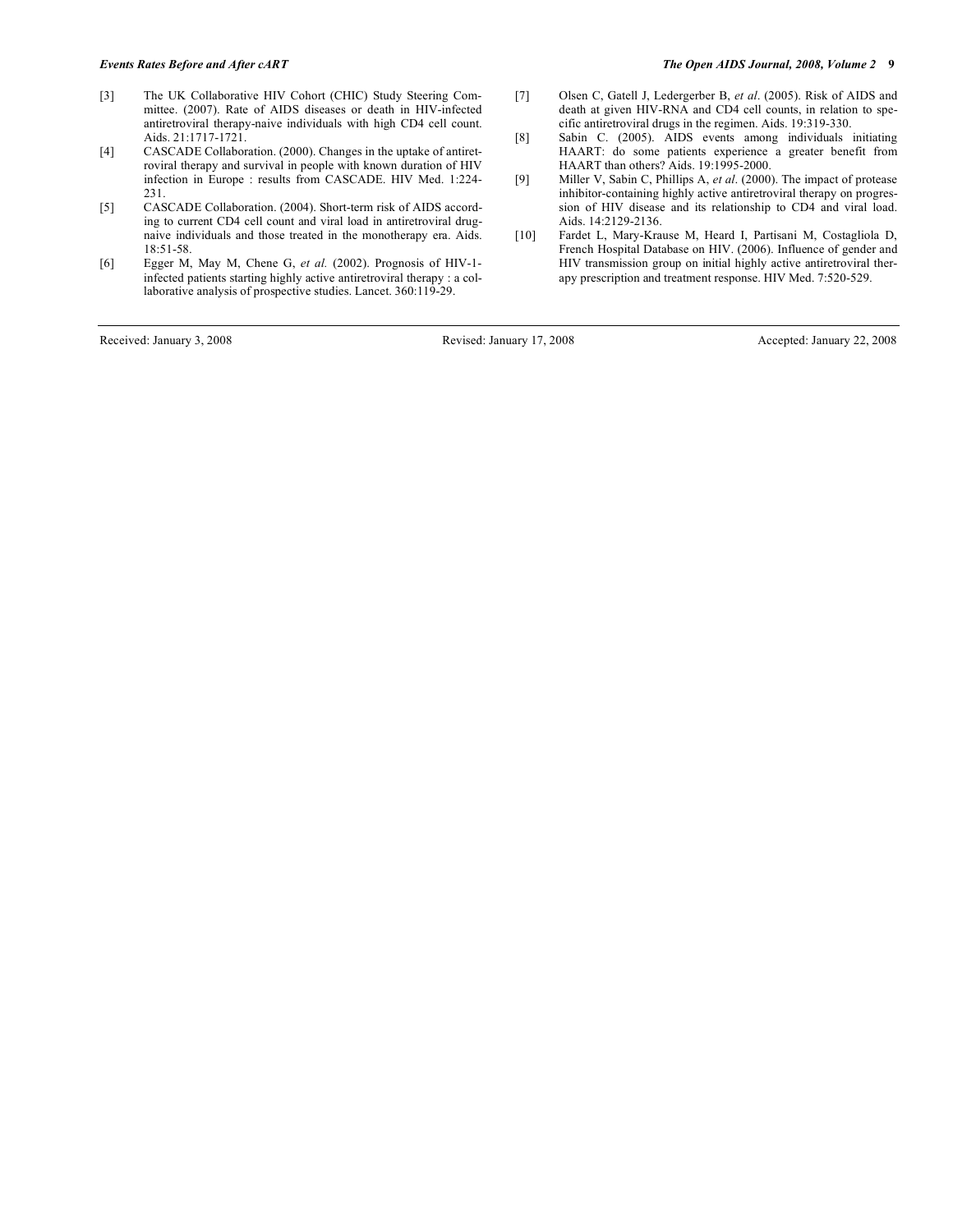[3] The UK Collaborative HIV Cohort (CHIC) Study Steering Committee. (2007). Rate of AIDS diseases or death in HIV-infected antiretroviral therapy-naive individuals with high CD4 cell count. Aids. 21:1717-1721.

[4] CASCADE Collaboration. (2000). Changes in the uptake of antiretroviral therapy and survival in people with known duration of HIV infection in Europe : results from CASCADE. HIV Med. 1:224-231.

[5] CASCADE Collaboration. (2004). Short-term risk of AIDS according to current CD4 cell count and viral load in antiretroviral drug-naive individuals and those treated in the monotherapy era. Aids. 18:51-58.

[6] Egger M, May M, Chene G, *et al.* (2002). Prognosis of HIV-1-infected patients starting highly active antiretroviral therapy : a collaborative analysis of prospective studies. Lancet. 360:119-29.

[7] Olsen C, Gatell J, Ledergerber B, *et al*. (2005). Risk of AIDS and death at given HIV-RNA and CD4 cell counts, in relation to specific antiretroviral drugs in the regimen. Aids. 19:319-330.

[8] Sabin C. (2005). AIDS events among individuals initiating HAART: do some patients experience a greater benefit from HAART than others? Aids. 19:1995-2000.

[9] Miller V, Sabin C, Phillips A, *et al*. (2000). The impact of protease inhibitor-containing highly active antiretroviral therapy on progression of HIV disease and its relationship to CD4 and viral load. Aids. 14:2129-2136.

[10] Fardet L, Mary-Krause M, Heard I, Partisani M, Costagliola D, French Hospital Database on HIV. (2006). Influence of gender and HIV transmission group on initial highly active antiretroviral therapy prescription and treatment response. HIV Med. 7:520-529.

Received: January 3, 2008 Revised: January 17, 2008 Accepted: January 22, 2008